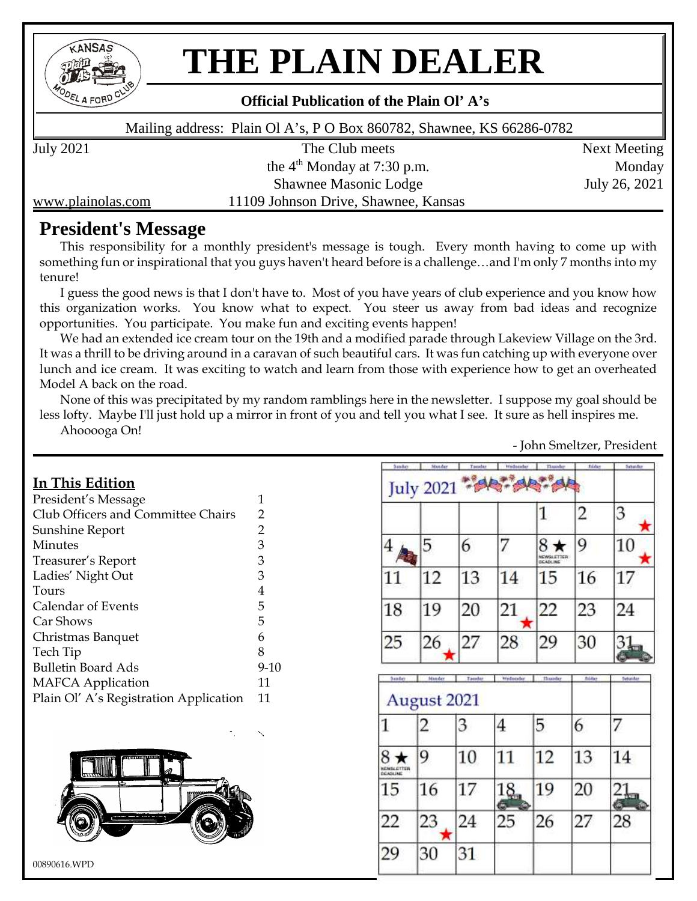# THE PLAIN DEALER

**Official Publication of the Plain Ol' A's**

Mailing address: Plain Ol A's, P O Box 860782, Shawnee, KS 66286-0782

July 2021

The Club meets
the 4th Monday at 7:30 p.m.
Shawnee Masonic Lodge
11109 Johnson Drive, Shawnee, Kansas

Next Meeting
Monday
July 26, 2021

www.plainolas.com

## President's Message

This responsibility for a monthly president's message is tough. Every month having to come up with something fun or inspirational that you guys haven't heard before is a challenge…and I'm only 7 months into my tenure!

I guess the good news is that I don't have to. Most of you have years of club experience and you know how this organization works. You know what to expect. You steer us away from bad ideas and recognize opportunities. You participate. You make fun and exciting events happen!

We had an extended ice cream tour on the 19th and a modified parade through Lakeview Village on the 3rd. It was a thrill to be driving around in a caravan of such beautiful cars. It was fun catching up with everyone over lunch and ice cream. It was exciting to watch and learn from those with experience how to get an overheated Model A back on the road.

None of this was precipitated by my random ramblings here in the newsletter. I suppose my goal should be less lofty. Maybe I'll just hold up a mirror in front of you and tell you what I see. It sure as hell inspires me.

Ahooooga On!

- John Smeltzer, President

### In This Edition

| | |
|---|---|
| President's Message | 1 |
| Club Officers and Committee Chairs | 2 |
| Sunshine Report | 2 |
| Minutes | 3 |
| Treasurer's Report | 3 |
| Ladies' Night Out | 3 |
| Tours | 4 |
| Calendar of Events | 5 |
| Car Shows | 5 |
| Christmas Banquet | 6 |
| Tech Tip | 8 |
| Bulletin Board Ads | 9-10 |
| MAFCA Application | 11 |
| Plain Ol' A's Registration Application | 11 |

**July 2021**

| Sunday | Monday | Tuesday | Wednesday | Thursday | Friday | Saturday |
|---|---|---|---|---|---|---|
| | | | | 1 | 2 | 3 ★ |
| 4 | 5 | 6 | 7 | 8 ★ NEWSLETTER DEADLINE | 9 | 10 ★ |
| 11 | 12 | 13 | 14 | 15 | 16 | 17 |
| 18 | 19 | 20 | 21 ★ | 22 | 23 | 24 |
| 25 | 26 ★ | 27 | 28 | 29 | 30 | 31 |

**August 2021**

| Sunday | Monday | Tuesday | Wednesday | Thursday | Friday | Saturday |
|---|---|---|---|---|---|---|
| 1 | 2 | 3 | 4 | 5 | 6 | 7 |
| 8 ★ NEWSLETTER DEADLINE | 9 | 10 | 11 | 12 | 13 | 14 |
| 15 | 16 | 17 | 18 | 19 | 20 | 21 |
| 22 | 23 ★ | 24 | 25 | 26 | 27 | 28 |
| 29 | 30 | 31 | | | | |

00890616.WPD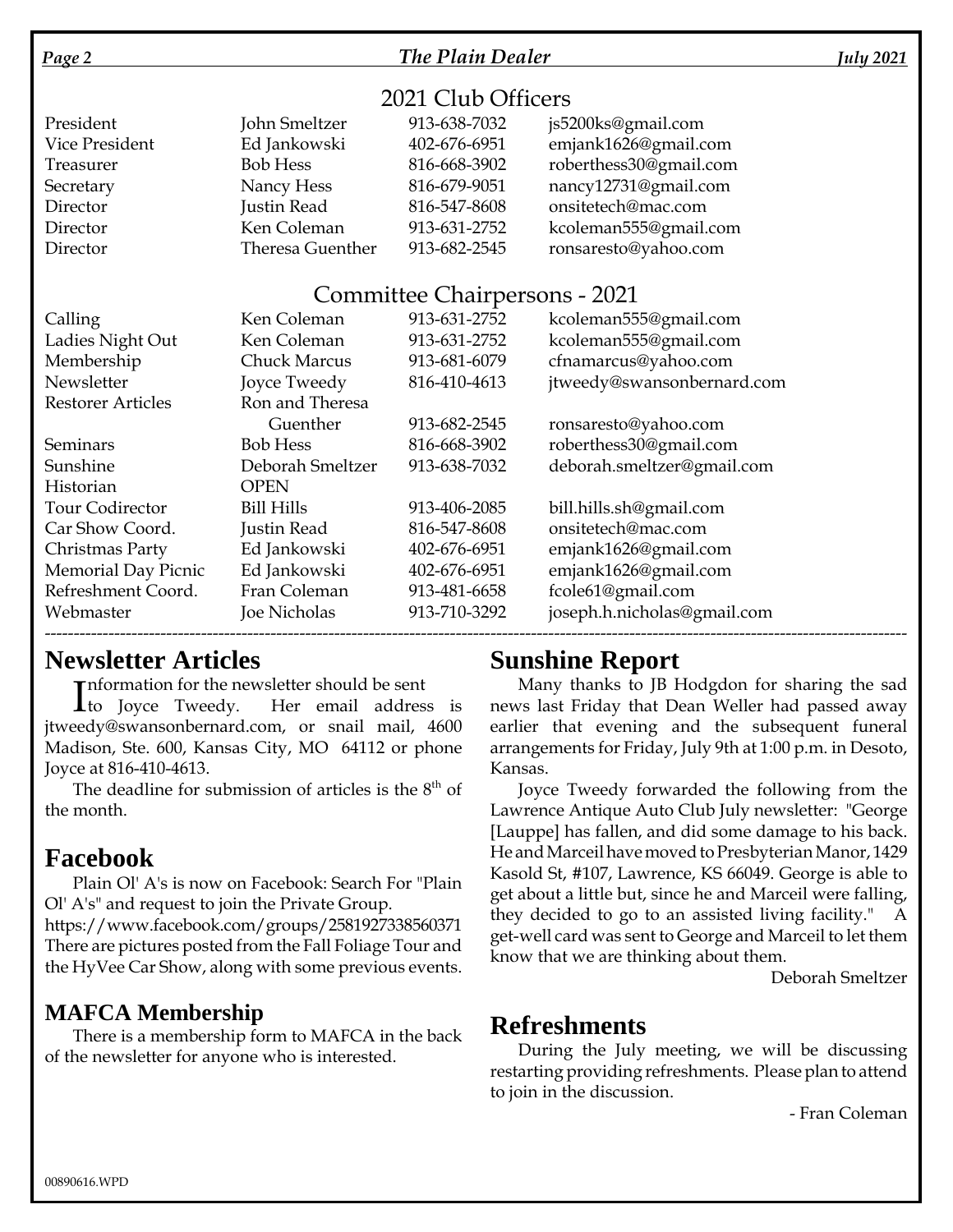## 2021 Club Officers

| | | | |
|---|---|---|---|
| President | John Smeltzer | 913-638-7032 | js5200ks@gmail.com |
| Vice President | Ed Jankowski | 402-676-6951 | emjank1626@gmail.com |
| Treasurer | Bob Hess | 816-668-3902 | roberthess30@gmail.com |
| Secretary | Nancy Hess | 816-679-9051 | nancy12731@gmail.com |
| Director | Justin Read | 816-547-8608 | onsitetech@mac.com |
| Director | Ken Coleman | 913-631-2752 | kcoleman555@gmail.com |
| Director | Theresa Guenther | 913-682-2545 | ronsaresto@yahoo.com |

## Committee Chairpersons - 2021

| | | | |
|---|---|---|---|
| Calling | Ken Coleman | 913-631-2752 | kcoleman555@gmail.com |
| Ladies Night Out | Ken Coleman | 913-631-2752 | kcoleman555@gmail.com |
| Membership | Chuck Marcus | 913-681-6079 | cfnamarcus@yahoo.com |
| Newsletter | Joyce Tweedy | 816-410-4613 | jtweedy@swansonbernard.com |
| Restorer Articles | Ron and Theresa Guenther | 913-682-2545 | ronsaresto@yahoo.com |
| Seminars | Bob Hess | 816-668-3902 | roberthess30@gmail.com |
| Sunshine | Deborah Smeltzer | 913-638-7032 | deborah.smeltzer@gmail.com |
| Historian | OPEN | | |
| Tour Codirector | Bill Hills | 913-406-2085 | bill.hills.sh@gmail.com |
| Car Show Coord. | Justin Read | 816-547-8608 | onsitetech@mac.com |
| Christmas Party | Ed Jankowski | 402-676-6951 | emjank1626@gmail.com |
| Memorial Day Picnic | Ed Jankowski | 402-676-6951 | emjank1626@gmail.com |
| Refreshment Coord. | Fran Coleman | 913-481-6658 | fcole61@gmail.com |
| Webmaster | Joe Nicholas | 913-710-3292 | joseph.h.nicholas@gmail.com |

## Newsletter Articles

Information for the newsletter should be sent to Joyce Tweedy. Her email address is jtweedy@swansonbernard.com, or snail mail, 4600 Madison, Ste. 600, Kansas City, MO 64112 or phone Joyce at 816-410-4613.

The deadline for submission of articles is the 8th of the month.

## Facebook

Plain Ol' A's is now on Facebook: Search For "Plain Ol' A's" and request to join the Private Group. https://www.facebook.com/groups/2581927338560371 There are pictures posted from the Fall Foliage Tour and the HyVee Car Show, along with some previous events.

### MAFCA Membership

There is a membership form to MAFCA in the back of the newsletter for anyone who is interested.

## Sunshine Report

Many thanks to JB Hodgdon for sharing the sad news last Friday that Dean Weller had passed away earlier that evening and the subsequent funeral arrangements for Friday, July 9th at 1:00 p.m. in Desoto, Kansas.

Joyce Tweedy forwarded the following from the Lawrence Antique Auto Club July newsletter: "George [Lauppe] has fallen, and did some damage to his back. He and Marceil have moved to Presbyterian Manor, 1429 Kasold St, #107, Lawrence, KS 66049. George is able to get about a little but, since he and Marceil were falling, they decided to go to an assisted living facility." A get-well card was sent to George and Marceil to let them know that we are thinking about them.

Deborah Smeltzer

## Refreshments

During the July meeting, we will be discussing restarting providing refreshments. Please plan to attend to join in the discussion.

- Fran Coleman

00890616.WPD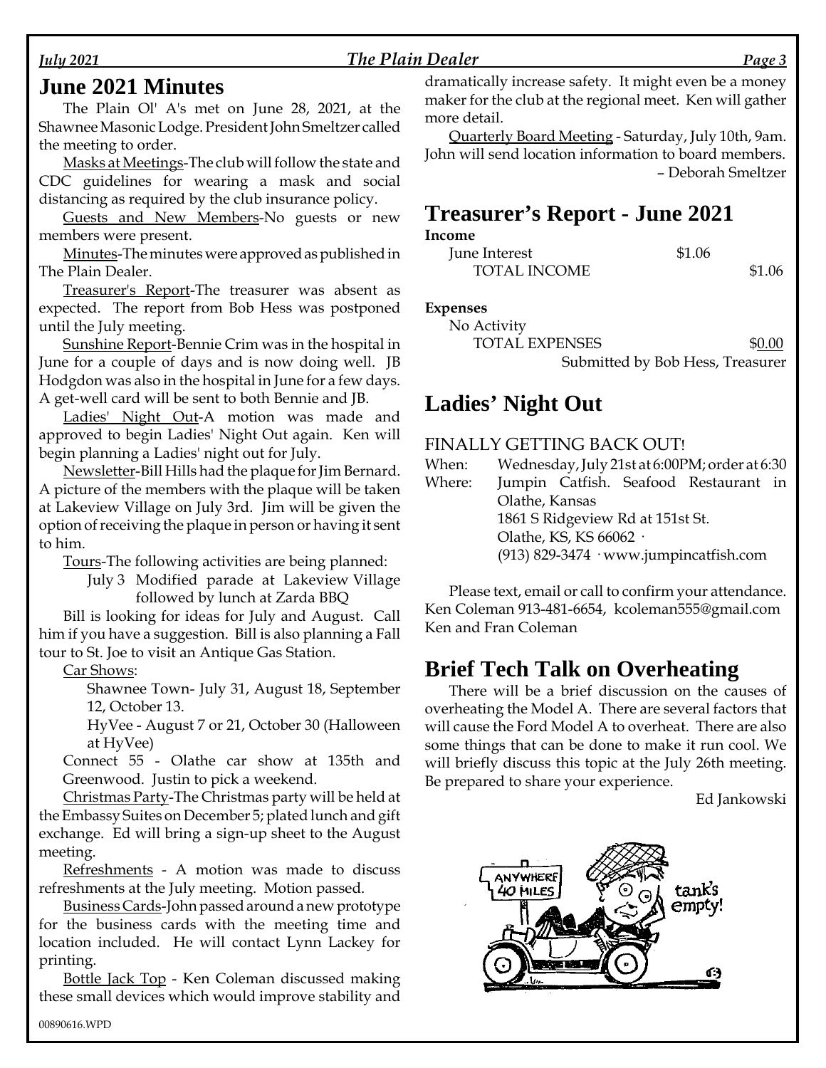## June 2021 Minutes

The Plain Ol' A's met on June 28, 2021, at the Shawnee Masonic Lodge. President John Smeltzer called the meeting to order.

Masks at Meetings-The club will follow the state and CDC guidelines for wearing a mask and social distancing as required by the club insurance policy.

Guests and New Members-No guests or new members were present.

Minutes-The minutes were approved as published in The Plain Dealer.

Treasurer's Report-The treasurer was absent as expected. The report from Bob Hess was postponed until the July meeting.

Sunshine Report-Bennie Crim was in the hospital in June for a couple of days and is now doing well. JB Hodgdon was also in the hospital in June for a few days. A get-well card will be sent to both Bennie and JB.

Ladies' Night Out-A motion was made and approved to begin Ladies' Night Out again. Ken will begin planning a Ladies' night out for July.

Newsletter-Bill Hills had the plaque for Jim Bernard. A picture of the members with the plaque will be taken at Lakeview Village on July 3rd. Jim will be given the option of receiving the plaque in person or having it sent to him.

Tours-The following activities are being planned:

July 3 Modified parade at Lakeview Village followed by lunch at Zarda BBQ

Bill is looking for ideas for July and August. Call him if you have a suggestion. Bill is also planning a Fall tour to St. Joe to visit an Antique Gas Station.

Car Shows:

Shawnee Town- July 31, August 18, September 12, October 13.

HyVee - August 7 or 21, October 30 (Halloween at HyVee)

Connect 55 - Olathe car show at 135th and Greenwood. Justin to pick a weekend.

Christmas Party-The Christmas party will be held at the Embassy Suites on December 5; plated lunch and gift exchange. Ed will bring a sign-up sheet to the August meeting.

Refreshments - A motion was made to discuss refreshments at the July meeting. Motion passed.

Business Cards-John passed around a new prototype for the business cards with the meeting time and location included. He will contact Lynn Lackey for printing.

Bottle Jack Top - Ken Coleman discussed making these small devices which would improve stability and dramatically increase safety. It might even be a money maker for the club at the regional meet. Ken will gather more detail.

Quarterly Board Meeting - Saturday, July 10th, 9am. John will send location information to board members.

– Deborah Smeltzer

## Treasurer's Report - June 2021

**Income**

| | | |
|---|---|---|
| June Interest | $1.06 | |
| TOTAL INCOME | | $1.06 |

**Expenses**

| | | |
|---|---|---|
| No Activity | | |
| TOTAL EXPENSES | | $0.00 |

Submitted by Bob Hess, Treasurer

## Ladies' Night Out

FINALLY GETTING BACK OUT!

When: Wednesday, July 21st at 6:00PM; order at 6:30

Where: Jumpin Catfish. Seafood Restaurant in Olathe, Kansas
1861 S Ridgeview Rd at 151st St.
Olathe, KS, KS 66062 ·
(913) 829-3474 · www.jumpincatfish.com

Please text, email or call to confirm your attendance. Ken Coleman 913-481-6654, kcoleman555@gmail.com
Ken and Fran Coleman

## Brief Tech Talk on Overheating

There will be a brief discussion on the causes of overheating the Model A. There are several factors that will cause the Ford Model A to overheat. There are also some things that can be done to make it run cool. We will briefly discuss this topic at the July 26th meeting. Be prepared to share your experience.

Ed Jankowski

00890616.WPD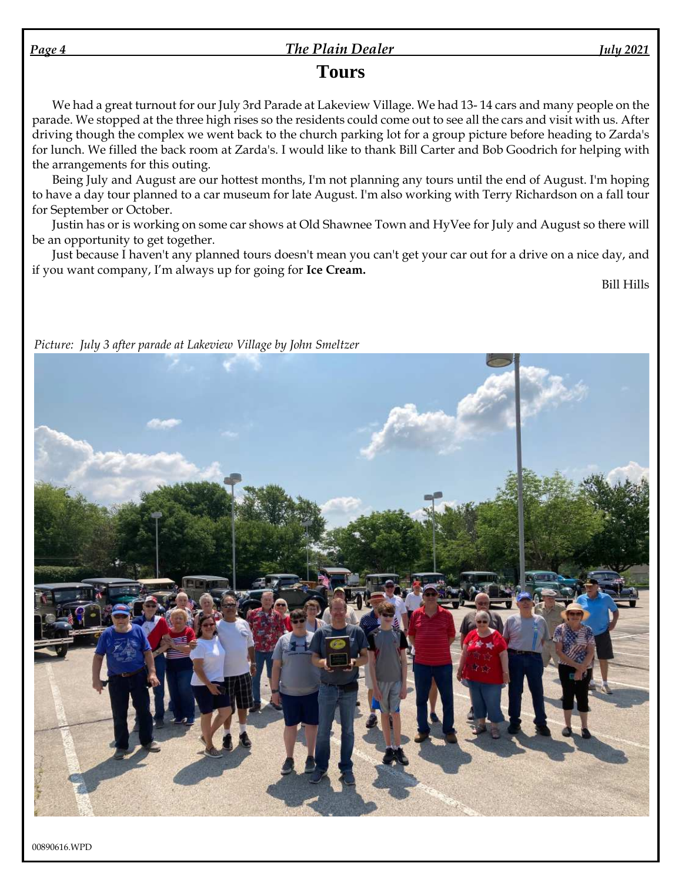# Tours

We had a great turnout for our July 3rd Parade at Lakeview Village. We had 13- 14 cars and many people on the parade. We stopped at the three high rises so the residents could come out to see all the cars and visit with us. After driving though the complex we went back to the church parking lot for a group picture before heading to Zarda's for lunch. We filled the back room at Zarda's. I would like to thank Bill Carter and Bob Goodrich for helping with the arrangements for this outing.

Being July and August are our hottest months, I'm not planning any tours until the end of August. I'm hoping to have a day tour planned to a car museum for late August. I'm also working with Terry Richardson on a fall tour for September or October.

Justin has or is working on some car shows at Old Shawnee Town and HyVee for July and August so there will be an opportunity to get together.

Just because I haven't any planned tours doesn't mean you can't get your car out for a drive on a nice day, and if you want company, I'm always up for going for **Ice Cream.**

Bill Hills

*Picture: July 3 after parade at Lakeview Village by John Smeltzer*

00890616.WPD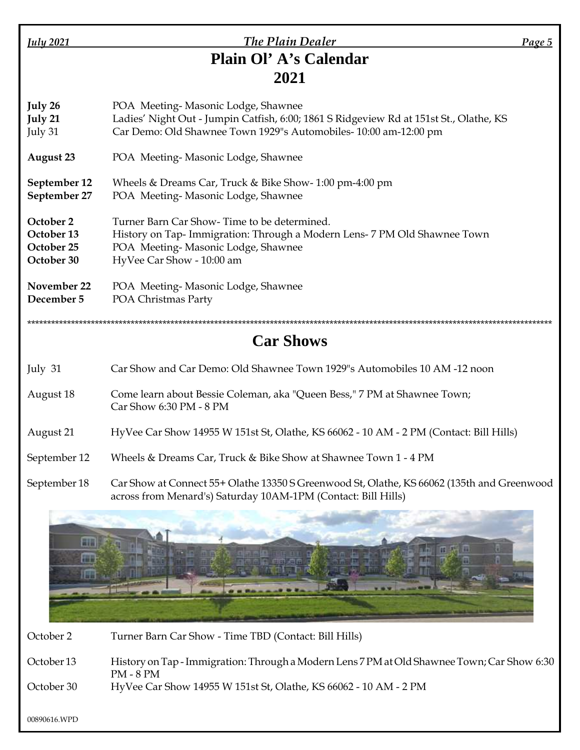# Plain Ol' A's Calendar
# 2021

| | |
|---|---|
| **July 26** | POA Meeting- Masonic Lodge, Shawnee |
| **July 21** | Ladies' Night Out - Jumpin Catfish, 6:00; 1861 S Ridgeview Rd at 151st St., Olathe, KS |
| July 31 | Car Demo: Old Shawnee Town 1929"s Automobiles- 10:00 am-12:00 pm |
| **August 23** | POA Meeting- Masonic Lodge, Shawnee |
| **September 12** | Wheels & Dreams Car, Truck & Bike Show- 1:00 pm-4:00 pm |
| **September 27** | POA Meeting- Masonic Lodge, Shawnee |
| **October 2** | Turner Barn Car Show- Time to be determined. |
| **October 13** | History on Tap- Immigration: Through a Modern Lens- 7 PM Old Shawnee Town |
| **October 25** | POA Meeting- Masonic Lodge, Shawnee |
| **October 30** | HyVee Car Show - 10:00 am |
| **November 22** | POA Meeting- Masonic Lodge, Shawnee |
| **December 5** | POA Christmas Party |

\*\*\*\*\*\*\*\*\*\*\*\*\*\*\*\*\*\*\*\*\*\*\*\*\*\*\*\*\*\*\*\*\*\*\*\*\*\*\*\*\*\*\*\*\*\*\*\*\*\*\*\*\*\*\*\*\*\*\*\*\*\*\*\*\*\*\*\*\*\*\*\*\*\*\*\*\*\*\*\*\*\*\*\*

# Car Shows

| | |
|---|---|
| July 31 | Car Show and Car Demo: Old Shawnee Town 1929"s Automobiles 10 AM -12 noon |
| August 18 | Come learn about Bessie Coleman, aka "Queen Bess," 7 PM at Shawnee Town; Car Show 6:30 PM - 8 PM |
| August 21 | HyVee Car Show 14955 W 151st St, Olathe, KS 66062 - 10 AM - 2 PM (Contact: Bill Hills) |
| September 12 | Wheels & Dreams Car, Truck & Bike Show at Shawnee Town 1 - 4 PM |
| September 18 | Car Show at Connect 55+ Olathe 13350 S Greenwood St, Olathe, KS 66062 (135th and Greenwood across from Menard's) Saturday 10AM-1PM (Contact: Bill Hills) |
| October 2 | Turner Barn Car Show - Time TBD (Contact: Bill Hills) |
| October 13 | History on Tap - Immigration: Through a Modern Lens 7 PM at Old Shawnee Town; Car Show 6:30 PM - 8 PM |
| October 30 | HyVee Car Show 14955 W 151st St, Olathe, KS 66062 - 10 AM - 2 PM |

00890616.WPD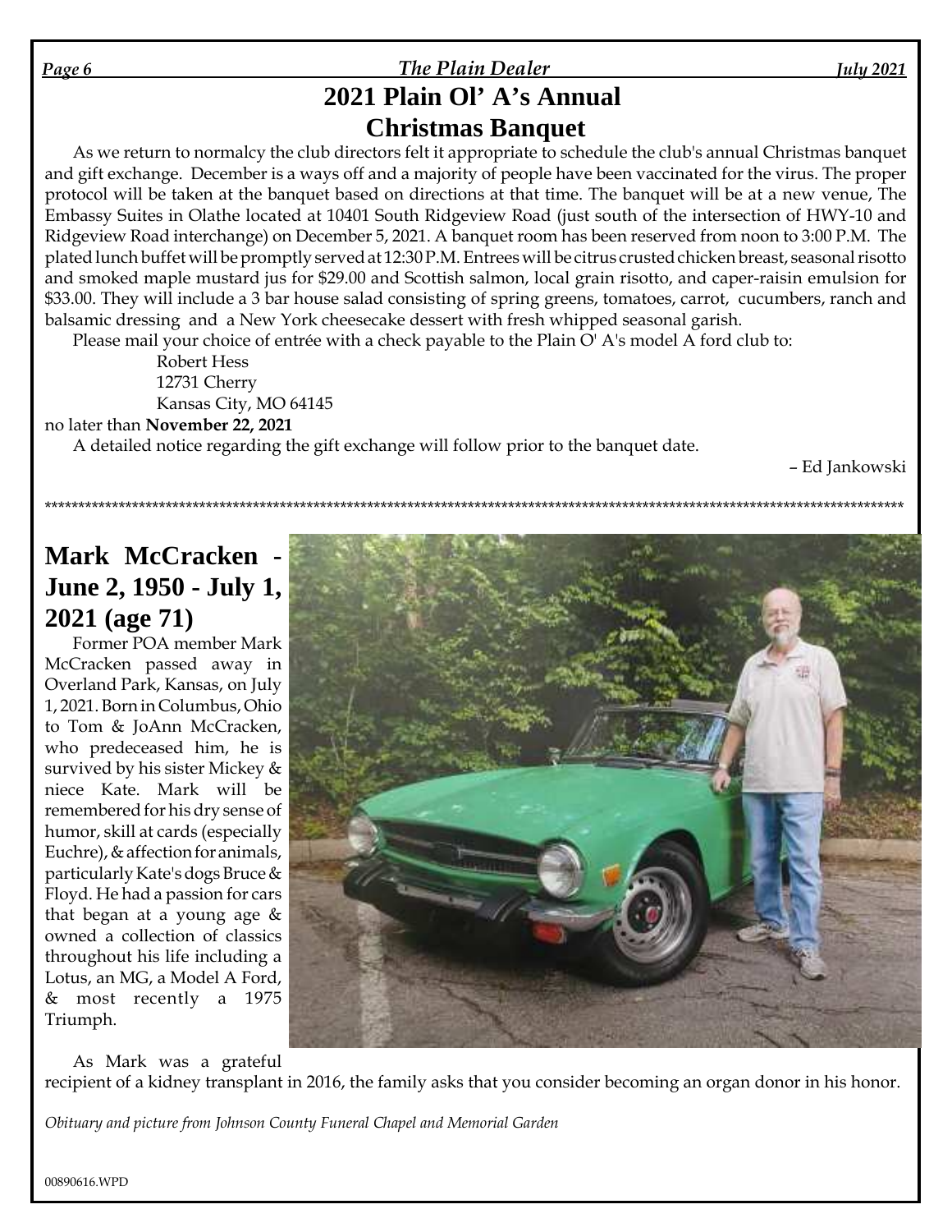# 2021 Plain Ol' A's Annual Christmas Banquet

As we return to normalcy the club directors felt it appropriate to schedule the club's annual Christmas banquet and gift exchange. December is a ways off and a majority of people have been vaccinated for the virus. The proper protocol will be taken at the banquet based on directions at that time. The banquet will be at a new venue, The Embassy Suites in Olathe located at 10401 South Ridgeview Road (just south of the intersection of HWY-10 and Ridgeview Road interchange) on December 5, 2021. A banquet room has been reserved from noon to 3:00 P.M. The plated lunch buffet will be promptly served at 12:30 P.M. Entrees will be citrus crusted chicken breast, seasonal risotto and smoked maple mustard jus for $29.00 and Scottish salmon, local grain risotto, and caper-raisin emulsion for $33.00. They will include a 3 bar house salad consisting of spring greens, tomatoes, carrot, cucumbers, ranch and balsamic dressing and a New York cheesecake dessert with fresh whipped seasonal garish.

Please mail your choice of entrée with a check payable to the Plain O' A's model A ford club to:

Robert Hess
12731 Cherry
Kansas City, MO 64145

no later than **November 22, 2021**

A detailed notice regarding the gift exchange will follow prior to the banquet date.

– Ed Jankowski

*******************************************************************************************************************************************

## Mark McCracken - June 2, 1950 - July 1, 2021 (age 71)

Former POA member Mark McCracken passed away in Overland Park, Kansas, on July 1, 2021. Born in Columbus, Ohio to Tom & JoAnn McCracken, who predeceased him, he is survived by his sister Mickey & niece Kate. Mark will be remembered for his dry sense of humor, skill at cards (especially Euchre), & affection for animals, particularly Kate's dogs Bruce & Floyd. He had a passion for cars that began at a young age & owned a collection of classics throughout his life including a Lotus, an MG, a Model A Ford, & most recently a 1975 Triumph.

As Mark was a grateful recipient of a kidney transplant in 2016, the family asks that you consider becoming an organ donor in his honor.

*Obituary and picture from Johnson County Funeral Chapel and Memorial Garden*

00890616.WPD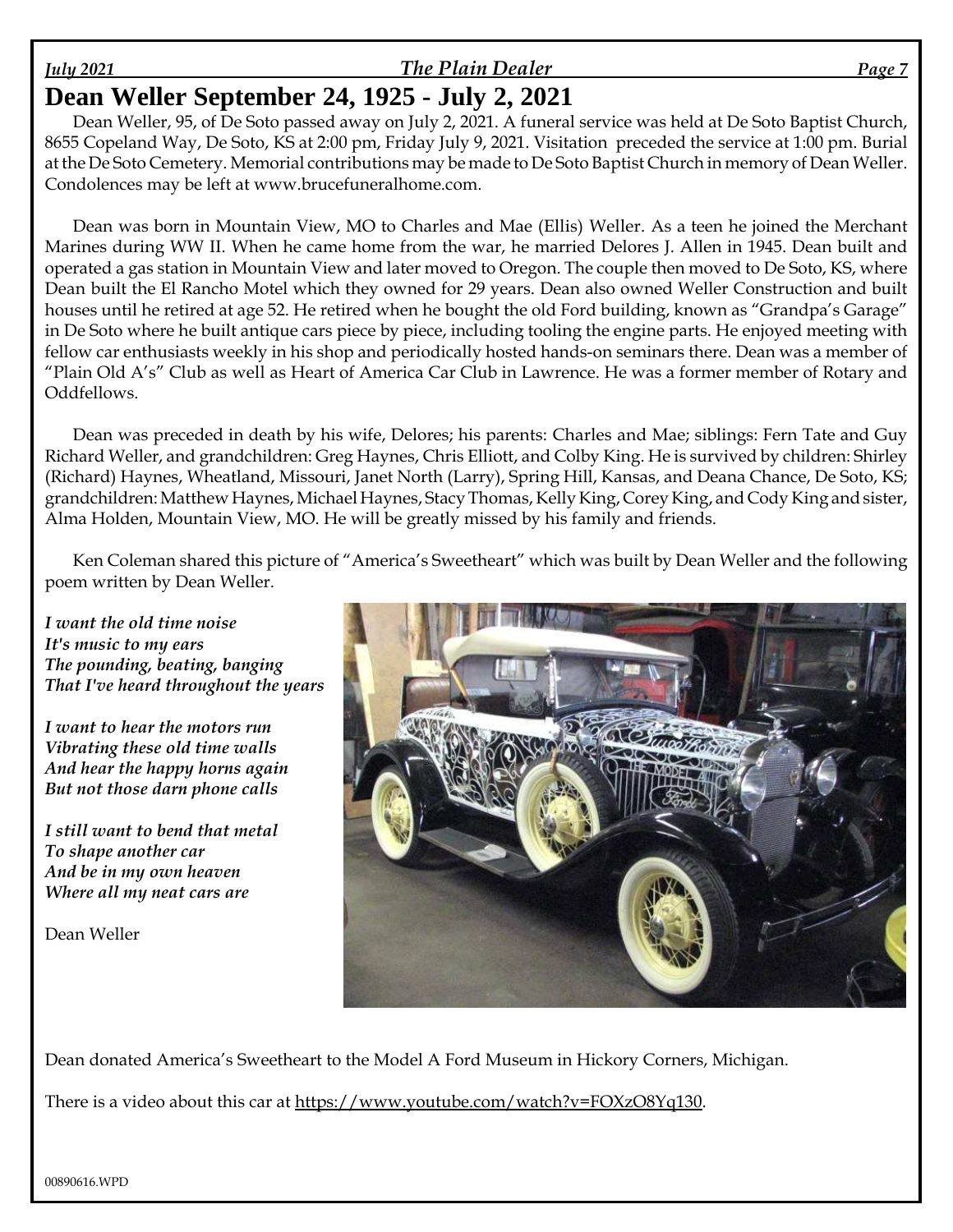# Dean Weller September 24, 1925 - July 2, 2021

Dean Weller, 95, of De Soto passed away on July 2, 2021. A funeral service was held at De Soto Baptist Church, 8655 Copeland Way, De Soto, KS at 2:00 pm, Friday July 9, 2021. Visitation preceded the service at 1:00 pm. Burial at the De Soto Cemetery. Memorial contributions may be made to De Soto Baptist Church in memory of Dean Weller. Condolences may be left at www.brucefuneralhome.com.

Dean was born in Mountain View, MO to Charles and Mae (Ellis) Weller. As a teen he joined the Merchant Marines during WW II. When he came home from the war, he married Delores J. Allen in 1945. Dean built and operated a gas station in Mountain View and later moved to Oregon. The couple then moved to De Soto, KS, where Dean built the El Rancho Motel which they owned for 29 years. Dean also owned Weller Construction and built houses until he retired at age 52. He retired when he bought the old Ford building, known as "Grandpa's Garage" in De Soto where he built antique cars piece by piece, including tooling the engine parts. He enjoyed meeting with fellow car enthusiasts weekly in his shop and periodically hosted hands-on seminars there. Dean was a member of "Plain Old A's" Club as well as Heart of America Car Club in Lawrence. He was a former member of Rotary and Oddfellows.

Dean was preceded in death by his wife, Delores; his parents: Charles and Mae; siblings: Fern Tate and Guy Richard Weller, and grandchildren: Greg Haynes, Chris Elliott, and Colby King. He is survived by children: Shirley (Richard) Haynes, Wheatland, Missouri, Janet North (Larry), Spring Hill, Kansas, and Deana Chance, De Soto, KS; grandchildren: Matthew Haynes, Michael Haynes, Stacy Thomas, Kelly King, Corey King, and Cody King and sister, Alma Holden, Mountain View, MO. He will be greatly missed by his family and friends.

Ken Coleman shared this picture of "America's Sweetheart" which was built by Dean Weller and the following poem written by Dean Weller.

***I want the old time noise***
***It's music to my ears***
***The pounding, beating, banging***
***That I've heard throughout the years***

***I want to hear the motors run***
***Vibrating these old time walls***
***And hear the happy horns again***
***But not those darn phone calls***

***I still want to bend that metal***
***To shape another car***
***And be in my own heaven***
***Where all my neat cars are***

Dean Weller

Dean donated America's Sweetheart to the Model A Ford Museum in Hickory Corners, Michigan.

There is a video about this car at https://www.youtube.com/watch?v=FOXzO8Yq130.

00890616.WPD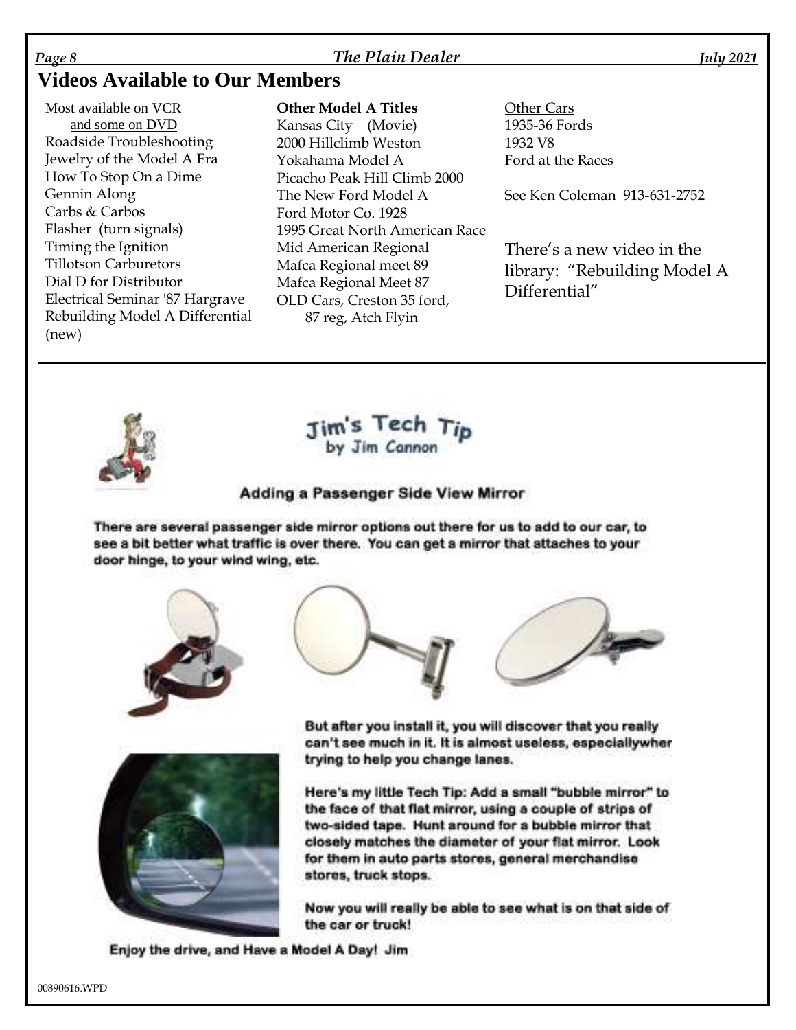# Videos Available to Our Members

Most available on VCR
and some on DVD

Roadside Troubleshooting
Jewelry of the Model A Era
How To Stop On a Dime
Gennin Along
Carbs & Carbos
Flasher (turn signals)
Timing the Ignition
Tillotson Carburetors
Dial D for Distributor
Electrical Seminar '87 Hargrave
Rebuilding Model A Differential (new)

**Other Model A Titles**

Kansas City (Movie)
2000 Hillclimb Weston
Yokahama Model A
Picacho Peak Hill Climb 2000
The New Ford Model A
Ford Motor Co. 1928
1995 Great North American Race
Mid American Regional
Mafca Regional meet 89
Mafca Regional Meet 87
OLD Cars, Creston 35 ford, 87 reg, Atch Flyin

Other Cars

1935-36 Fords
1932 V8
Ford at the Races

See Ken Coleman 913-631-2752

There's a new video in the library: "Rebuilding Model A Differential"

## Jim's Tech Tip
by Jim Cannon

### Adding a Passenger Side View Mirror

There are several passenger side mirror options out there for us to add to our car, to see a bit better what traffic is over there. You can get a mirror that attaches to your door hinge, to your wind wing, etc.

But after you install it, you will discover that you really can't see much in it. It is almost useless, especiallywher trying to help you change lanes.

Here's my little Tech Tip: Add a small "bubble mirror" to the face of that flat mirror, using a couple of strips of two-sided tape. Hunt around for a bubble mirror that closely matches the diameter of your flat mirror. Look for them in auto parts stores, general merchandise stores, truck stops.

Now you will really be able to see what is on that side of the car or truck!

Enjoy the drive, and Have a Model A Day! Jim

00890616.WPD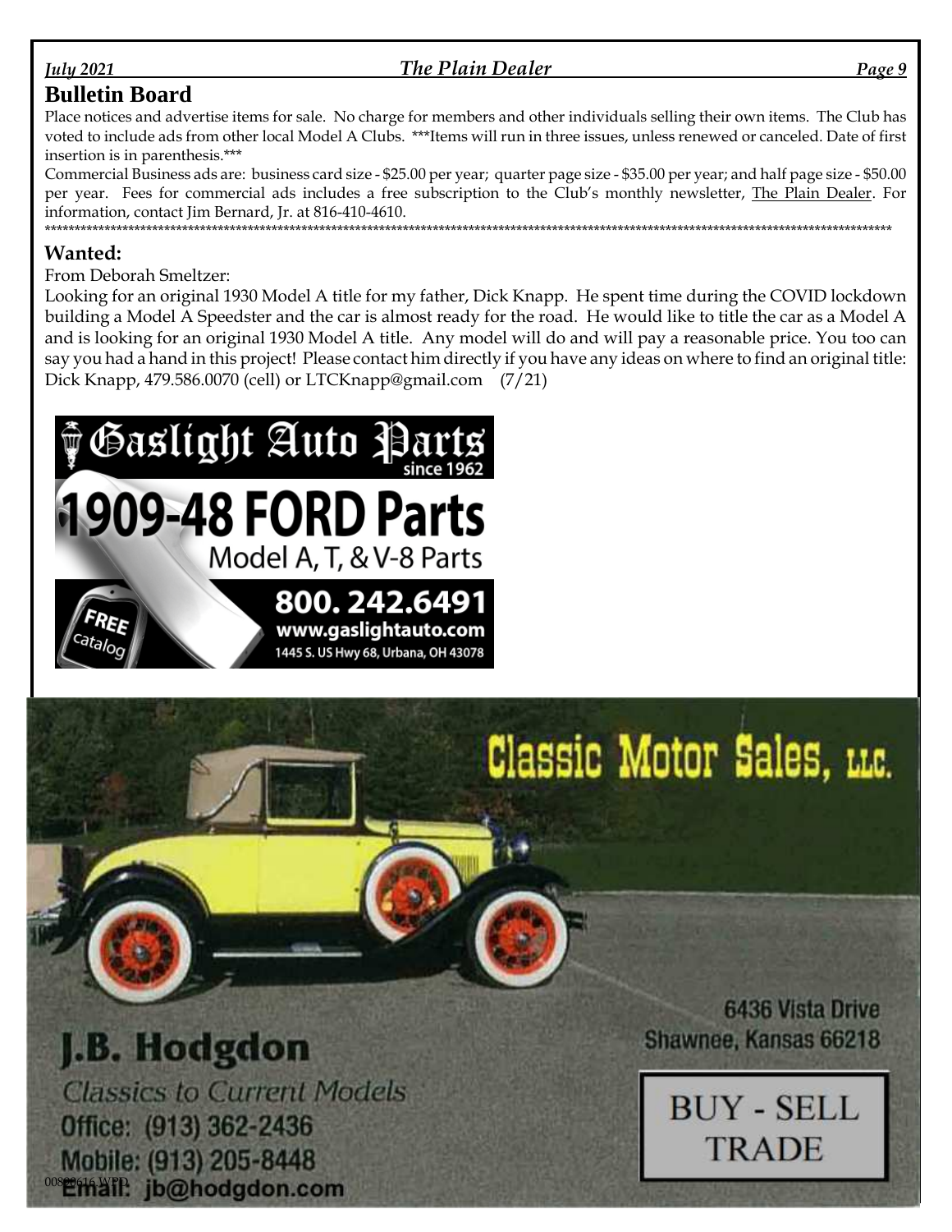## Bulletin Board

Place notices and advertise items for sale. No charge for members and other individuals selling their own items. The Club has voted to include ads from other local Model A Clubs. ***Items will run in three issues, unless renewed or canceled. Date of first insertion is in parenthesis.***

Commercial Business ads are: business card size - $25.00 per year; quarter page size - $35.00 per year; and half page size - $50.00 per year. Fees for commercial ads includes a free subscription to the Club's monthly newsletter, The Plain Dealer. For information, contact Jim Bernard, Jr. at 816-410-4610.

***

### Wanted:

From Deborah Smeltzer:

Looking for an original 1930 Model A title for my father, Dick Knapp. He spent time during the COVID lockdown building a Model A Speedster and the car is almost ready for the road. He would like to title the car as a Model A and is looking for an original 1930 Model A title. Any model will do and will pay a reasonable price. You too can say you had a hand in this project! Please contact him directly if you have any ideas on where to find an original title: Dick Knapp, 479.586.0070 (cell) or LTCKnapp@gmail.com (7/21)

**Gaslight Auto Parts** since 1962

**1909-48 FORD Parts**

Model A, T, & V-8 Parts

FREE catalog

**800. 242.6491**

www.gaslightauto.com

1445 S. US Hwy 68, Urbana, OH 43078

**Classic Motor Sales, LLC.**

**J.B. Hodgdon**

Classics to Current Models

Office: (913) 362-2436

Mobile: (913) 205-8448

Email: jb@hodgdon.com

6436 Vista Drive

Shawnee, Kansas 66218

BUY - SELL

TRADE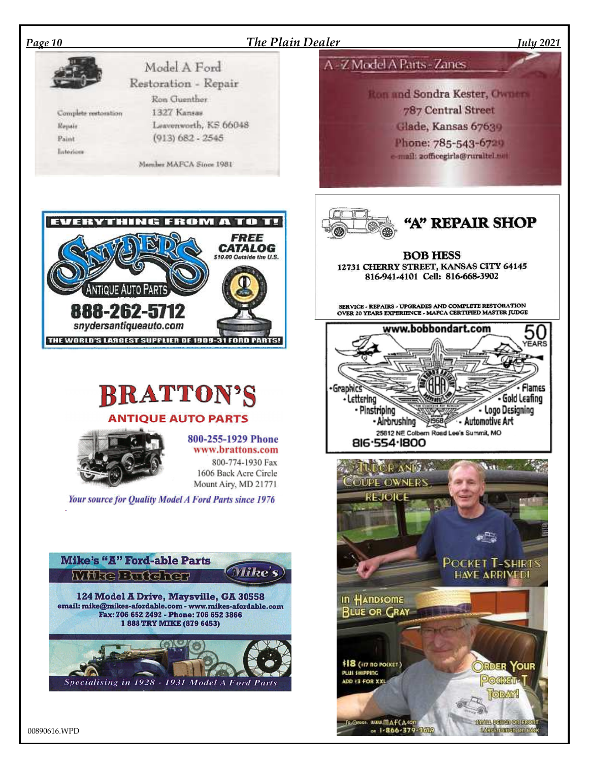## Model A Ford Restoration - Repair

Ron Guenther
1327 Kansas
Leavenworth, KS 66048
(913) 682 - 2545

Complete restoration
Repair
Paint
Interiors

Member MAFCA Since 1981

## A-Z Model A Parts - Zanes

Ron and Sondra Kester, Owners
787 Central Street
Glade, Kansas 67639
Phone: 785-543-6729
e-mail: 2officegirls@ruraltel.net

## EVERYTHING FROM A TO T!

**SNYDER'S ANTIQUE AUTO PARTS**

FREE CATALOG
$10.00 Outside the U.S.

888-262-5712
snydersantiqueauto.com

THE WORLD'S LARGEST SUPPLIER OF 1909-31 FORD PARTS!

## "A" REPAIR SHOP

**BOB HESS**
12731 CHERRY STREET, KANSAS CITY 64145
816-941-4101 Cell: 816-668-3902

SERVICE - REPAIRS - UPGRADES AND COMPLETE RESTORATION
OVER 20 YEARS EXPERIENCE - MAFCA CERTIFIED MASTER JUDGE

## www.bobbondart.com

50 YEARS

- Graphics
- Lettering
- Pinstriping
- Airbrushing
- Flames
- Gold Leafing
- Logo Designing
- Automotive Art

25612 NE Colbern Road Lee's Summit, MO
816·554·1800

## BRATTON'S

**ANTIQUE AUTO PARTS**

800-255-1929 Phone
www.brattons.com
800-774-1930 Fax
1606 Back Acre Circle
Mount Airy, MD 21771

*Your source for Quality Model A Ford Parts since 1976*

## Mike's "A" Ford-able Parts

**Mike Butcher**

124 Model A Drive, Maysville, GA 30558
email: mike@mikes-afordable.com - www.mikes-afordable.com
Fax: 706 652 2492 - Phone: 706 652 3866
1 888 TRY MIKE (879 6453)

*Specialising in 1928 - 1931 Model A Ford Parts*

## TUDOR AND COUPE OWNERS, REJOICE

POCKET T-SHIRTS HAVE ARRIVED!

IN HANDSOME BLUE OR GRAY

$18 ($17 NO POCKET)
PLUS SHIPPING
ADD $3 FOR XXL

ORDER YOUR POCKET-T TODAY!

TO ORDER: WWW.MAFCA.COM or 1-866-379-3619

SMALL DESIGN ON FRONT
LARGE DESIGN ON BACK

00890616.WPD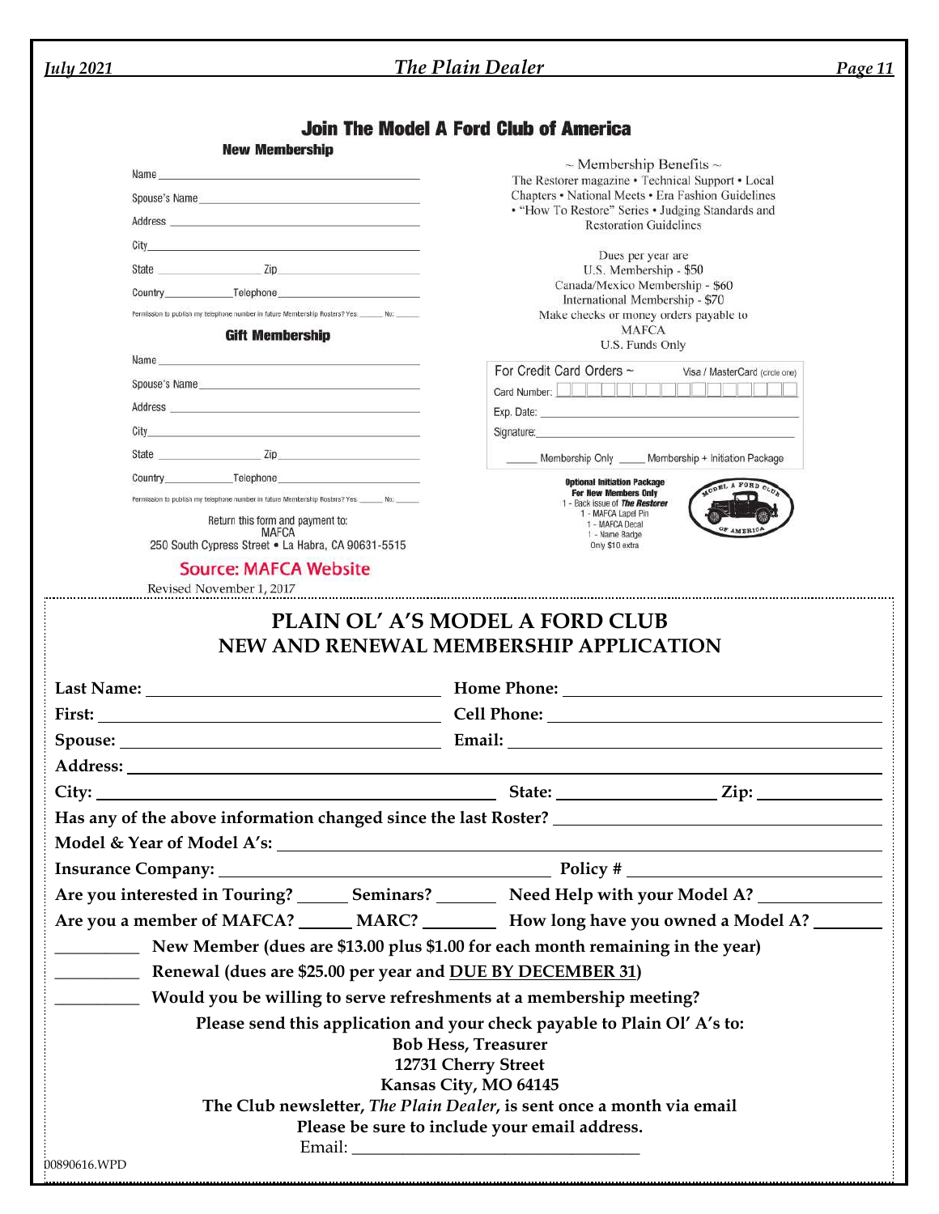## Join The Model A Ford Club of America

### New Membership

Name ______________________________

Spouse's Name ______________________________

Address ______________________________

City ______________________________

State ____________ Zip ______________

Country __________ Telephone ______________

Permission to publish my telephone number in future Membership Rosters? Yes ______ No: ______

### Gift Membership

Name ______________________________

Spouse's Name ______________________________

Address ______________________________

City ______________________________

State ____________ Zip ______________

Country __________ Telephone ______________

Permission to publish my telephone number in future Membership Rosters? Yes ______ No: ______

Return this form and payment to:
MAFCA
250 South Cypress Street • La Habra, CA 90631-5515

~ Membership Benefits ~
The Restorer magazine • Technical Support • Local Chapters • National Meets • Era Fashion Guidelines • "How To Restore" Series • Judging Standards and Restoration Guidelines

Dues per year are
U.S. Membership - $50
Canada/Mexico Membership - $60
International Membership - $70
Make checks or money orders payable to
MAFCA
U.S. Funds Only

For Credit Card Orders ~ Visa / MasterCard (circle one)

Card Number: ______________________________

Exp. Date: ______________________________

Signature: ______________________________

_____ Membership Only _____ Membership + Initiation Package

**Optional Initiation Package**
**For New Members Only**
1 - Back issue of ***The Restorer***
1 - MAFCA Lapel Pin
1 - MAFCA Decal
1 - Name Badge
Only $10 extra

Source: MAFCA Website

Revised November 1, 2017

## PLAIN OL' A'S MODEL A FORD CLUB
## NEW AND RENEWAL MEMBERSHIP APPLICATION

**Last Name:** ______________________ **Home Phone:** ______________________

**First:** ______________________ **Cell Phone:** ______________________

**Spouse:** ______________________ **Email:** ______________________

**Address:** ______________________________________________

**City:** ______________________ **State:** ____________ **Zip:** ____________

**Has any of the above information changed since the last Roster?** ______________________

**Model & Year of Model A's:** ______________________________________________

**Insurance Company:** ______________________ **Policy #** ______________________

**Are you interested in Touring?** ______ **Seminars?** ______ **Need Help with your Model A?** ______________

**Are you a member of MAFCA?** ______ **MARC?** ______ **How long have you owned a Model A?** ________

__________ **New Member (dues are $13.00 plus $1.00 for each month remaining in the year)**

__________ **Renewal (dues are $25.00 per year and DUE BY DECEMBER 31)**

__________ **Would you be willing to serve refreshments at a membership meeting?**

**Please send this application and your check payable to Plain Ol' A's to:**
**Bob Hess, Treasurer**
**12731 Cherry Street**
**Kansas City, MO 64145**

**The Club newsletter, *The Plain Dealer*, is sent once a month via email**
**Please be sure to include your email address.**

Email: ______________________________

00890616.WPD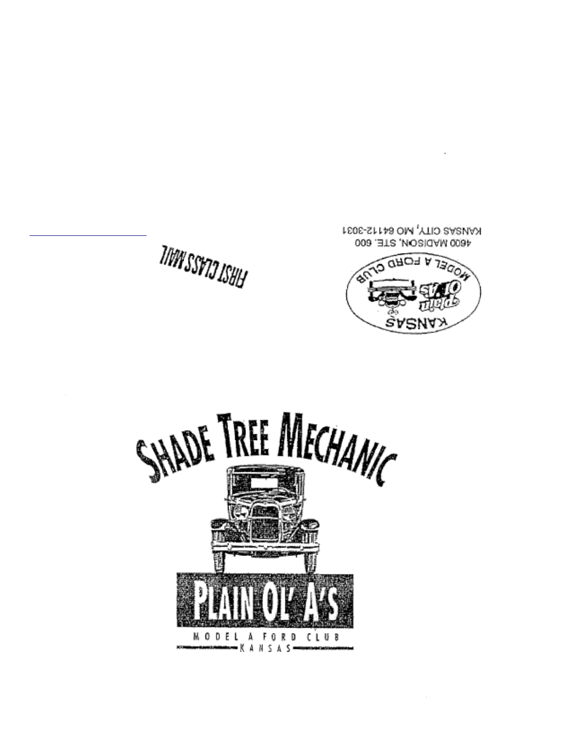4600 MADISON, STE. 600
KANSAS CITY, MO 64112-3031

FIRST CLASS MAIL

SHADE TREE MECHANIC

PLAIN OL' A'S

MODEL A FORD CLUB

KANSAS